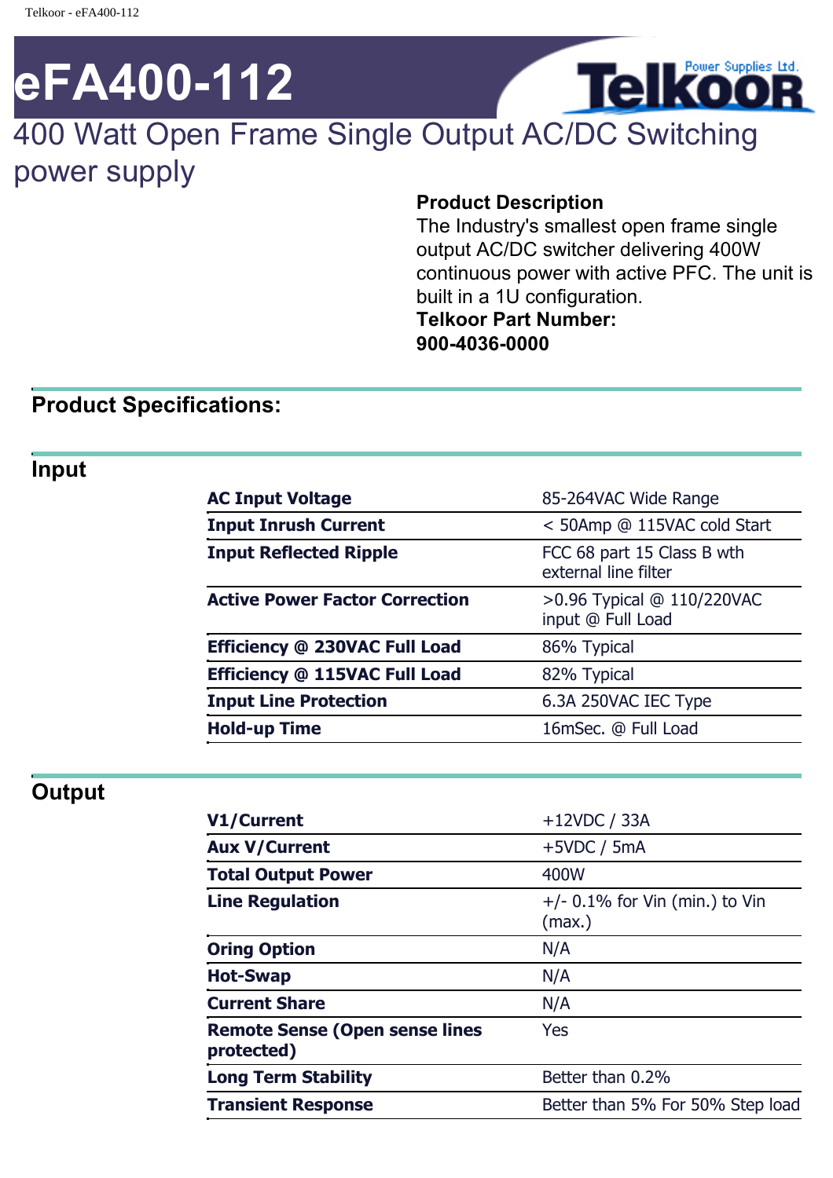# eFA400-112

400 Watt Open Frame Single Output AC/DC Switching power supply

**Product Description**

The Industry's smallest open frame single output AC/DC switcher delivering 400W continuous power with active PFC. The unit is built in a 1U configuration.

**Telkoor Part Number:**
**900-4036-0000**

## Product Specifications:

### Input

| | |
|---|---|
| **AC Input Voltage** | 85-264VAC Wide Range |
| **Input Inrush Current** | < 50Amp @ 115VAC cold Start |
| **Input Reflected Ripple** | FCC 68 part 15 Class B wth external line filter |
| **Active Power Factor Correction** | >0.96 Typical @ 110/220VAC input @ Full Load |
| **Efficiency @ 230VAC Full Load** | 86% Typical |
| **Efficiency @ 115VAC Full Load** | 82% Typical |
| **Input Line Protection** | 6.3A 250VAC IEC Type |
| **Hold-up Time** | 16mSec. @ Full Load |

### Output

| | |
|---|---|
| **V1/Current** | +12VDC / 33A |
| **Aux V/Current** | +5VDC / 5mA |
| **Total Output Power** | 400W |
| **Line Regulation** | +/- 0.1% for Vin (min.) to Vin (max.) |
| **Oring Option** | N/A |
| **Hot-Swap** | N/A |
| **Current Share** | N/A |
| **Remote Sense (Open sense lines protected)** | Yes |
| **Long Term Stability** | Better than 0.2% |
| **Transient Response** | Better than 5% For 50% Step load |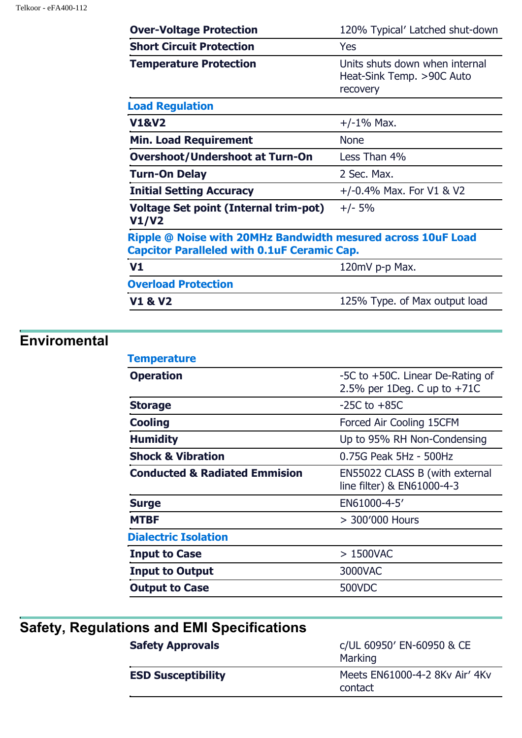| | |
|---|---|
| **Over-Voltage Protection** | 120% Typical’ Latched shut-down |
| **Short Circuit Protection** | Yes |
| **Temperature Protection** | Units shuts down when internal Heat-Sink Temp. >90C Auto recovery |
| **Load Regulation** | |
| **V1&V2** | +/-1% Max. |
| **Min. Load Requirement** | None |
| **Overshoot/Undershoot at Turn-On** | Less Than 4% |
| **Turn-On Delay** | 2 Sec. Max. |
| **Initial Setting Accuracy** | +/-0.4% Max. For V1 & V2 |
| **Voltage Set point (Internal trim-pot) V1/V2** | +/- 5% |
| **Ripple @ Noise with 20MHz Bandwidth mesured across 10uF Load Capcitor Paralleled with 0.1uF Ceramic Cap.** | |
| **V1** | 120mV p-p Max. |
| **Overload Protection** | |
| **V1 & V2** | 125% Type. of Max output load |

## Enviromental

| | |
|---|---|
| **Temperature** | |
| **Operation** | -5C to +50C. Linear De-Rating of 2.5% per 1Deg. C up to +71C |
| **Storage** | -25C to +85C |
| **Cooling** | Forced Air Cooling 15CFM |
| **Humidity** | Up to 95% RH Non-Condensing |
| **Shock & Vibration** | 0.75G Peak 5Hz - 500Hz |
| **Conducted & Radiated Emmision** | EN55022 CLASS B (with external line filter) & EN61000-4-3 |
| **Surge** | EN61000-4-5’ |
| **MTBF** | > 300’000 Hours |
| **Dialectric Isolation** | |
| **Input to Case** | > 1500VAC |
| **Input to Output** | 3000VAC |
| **Output to Case** | 500VDC |

## Safety, Regulations and EMI Specifications

| | |
|---|---|
| **Safety Approvals** | c/UL 60950’ EN-60950 & CE Marking |
| **ESD Susceptibility** | Meets EN61000-4-2 8Kv Air’ 4Kv contact |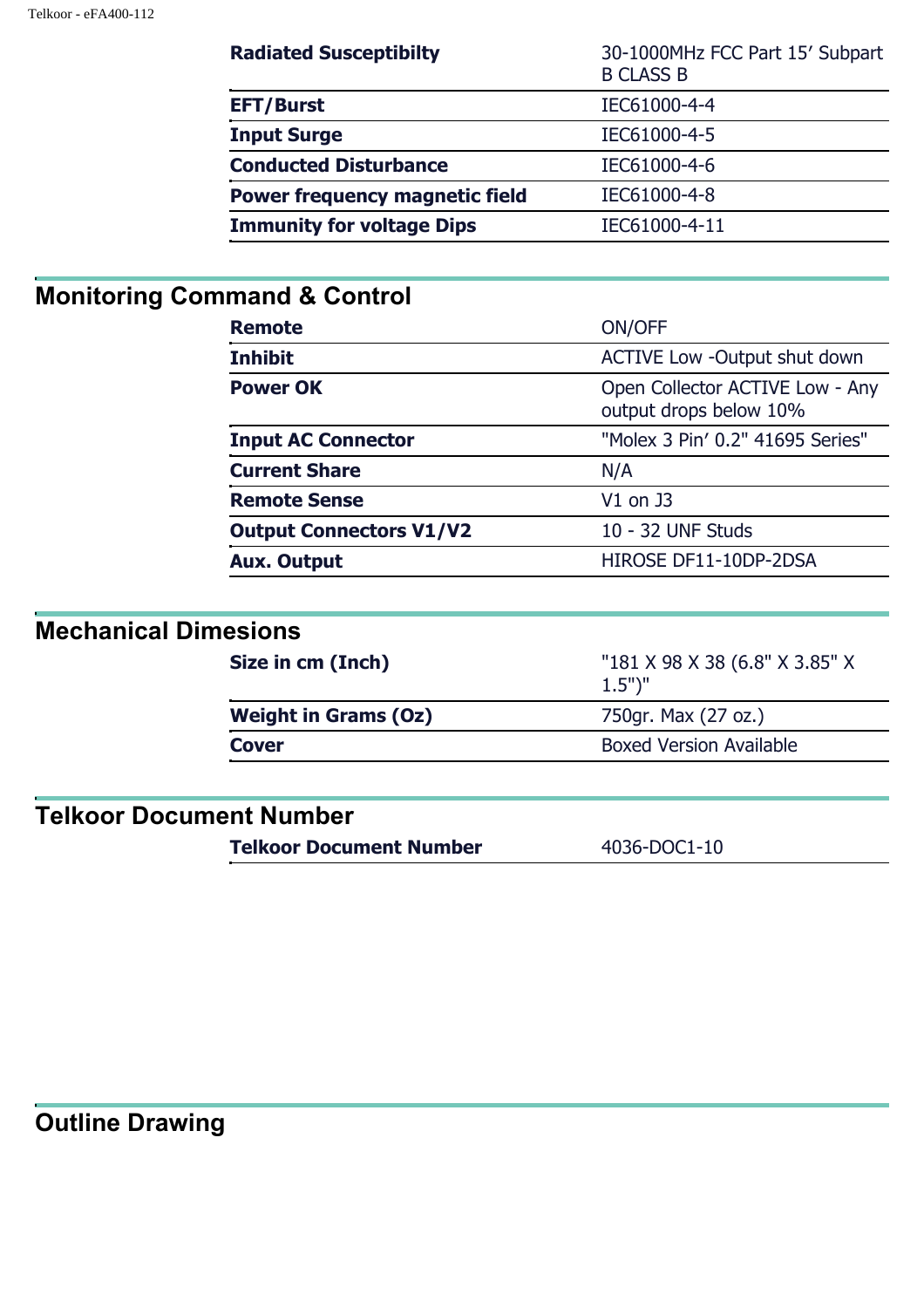| | |
|---|---|
| **Radiated Susceptibilty** | 30-1000MHz FCC Part 15' Subpart B CLASS B |
| **EFT/Burst** | IEC61000-4-4 |
| **Input Surge** | IEC61000-4-5 |
| **Conducted Disturbance** | IEC61000-4-6 |
| **Power frequency magnetic field** | IEC61000-4-8 |
| **Immunity for voltage Dips** | IEC61000-4-11 |

## Monitoring Command & Control

| | |
|---|---|
| **Remote** | ON/OFF |
| **Inhibit** | ACTIVE Low -Output shut down |
| **Power OK** | Open Collector ACTIVE Low - Any output drops below 10% |
| **Input AC Connector** | "Molex 3 Pin' 0.2" 41695 Series" |
| **Current Share** | N/A |
| **Remote Sense** | V1 on J3 |
| **Output Connectors V1/V2** | 10 - 32 UNF Studs |
| **Aux. Output** | HIROSE DF11-10DP-2DSA |

## Mechanical Dimesions

| | |
|---|---|
| **Size in cm (Inch)** | "181 X 98 X 38 (6.8" X 3.85" X 1.5")" |
| **Weight in Grams (Oz)** | 750gr. Max (27 oz.) |
| **Cover** | Boxed Version Available |

## Telkoor Document Number

| | |
|---|---|
| **Telkoor Document Number** | 4036-DOC1-10 |

## Outline Drawing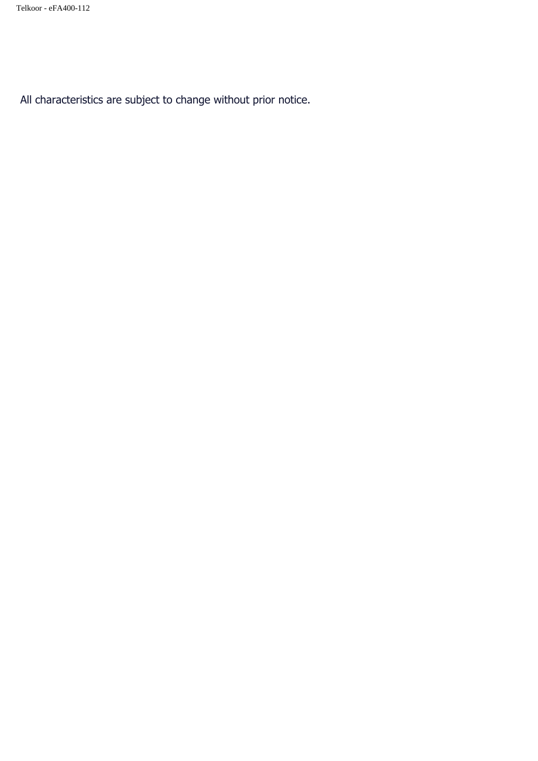All characteristics are subject to change without prior notice.